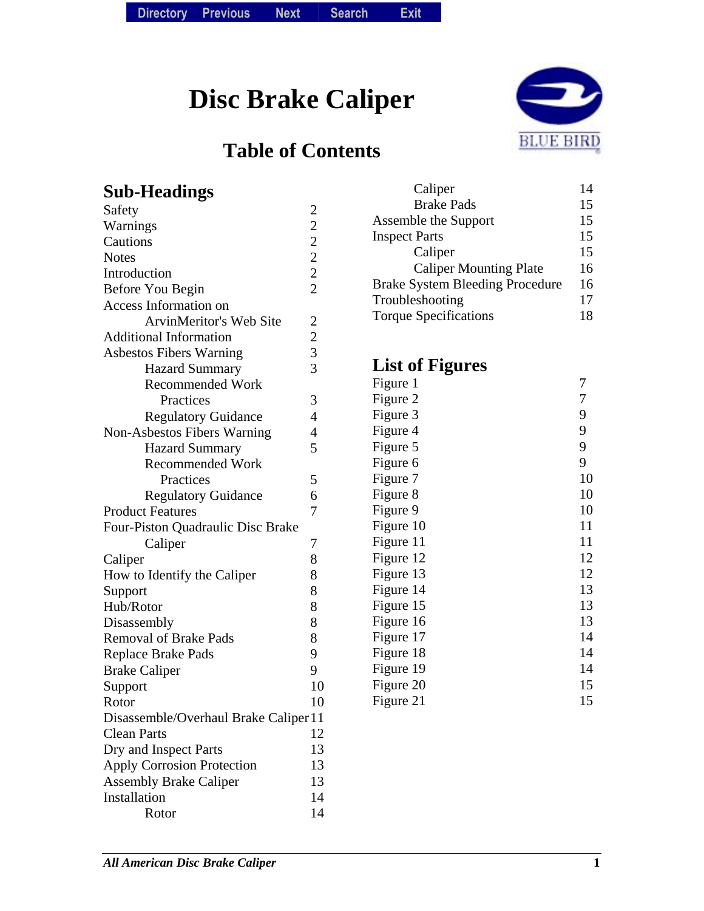# Disc Brake Caliper

## Table of Contents

### Sub-Headings

| Sub-Heading | Page |
|---|---|
| Safety | 2 |
| Warnings | 2 |
| Cautions | 2 |
| Notes | 2 |
| Introduction | 2 |
| Before You Begin | 2 |
| Access Information on ArvinMeritor's Web Site | 2 |
| Additional Information | 2 |
| Asbestos Fibers Warning | 3 |
| &nbsp;&nbsp;&nbsp;&nbsp;Hazard Summary | 3 |
| &nbsp;&nbsp;&nbsp;&nbsp;Recommended Work Practices | 3 |
| &nbsp;&nbsp;&nbsp;&nbsp;Regulatory Guidance | 4 |
| Non-Asbestos Fibers Warning | 4 |
| &nbsp;&nbsp;&nbsp;&nbsp;Hazard Summary | 5 |
| &nbsp;&nbsp;&nbsp;&nbsp;Recommended Work Practices | 5 |
| &nbsp;&nbsp;&nbsp;&nbsp;Regulatory Guidance | 6 |
| Product Features | 7 |
| Four-Piston Quadraulic Disc Brake Caliper | 7 |
| Caliper | 8 |
| How to Identify the Caliper | 8 |
| Support | 8 |
| Hub/Rotor | 8 |
| Disassembly | 8 |
| Removal of Brake Pads | 8 |
| Replace Brake Pads | 9 |
| Brake Caliper | 9 |
| Support | 10 |
| Rotor | 10 |
| Disassemble/Overhaul Brake Caliper | 11 |
| Clean Parts | 12 |
| Dry and Inspect Parts | 13 |
| Apply Corrosion Protection | 13 |
| Assembly Brake Caliper | 13 |
| Installation | 14 |
| &nbsp;&nbsp;&nbsp;&nbsp;Rotor | 14 |
| &nbsp;&nbsp;&nbsp;&nbsp;Caliper | 14 |
| &nbsp;&nbsp;&nbsp;&nbsp;Brake Pads | 15 |
| Assemble the Support | 15 |
| Inspect Parts | 15 |
| &nbsp;&nbsp;&nbsp;&nbsp;Caliper | 15 |
| &nbsp;&nbsp;&nbsp;&nbsp;Caliper Mounting Plate | 16 |
| Brake System Bleeding Procedure | 16 |
| Troubleshooting | 17 |
| Torque Specifications | 18 |

### List of Figures

| Figure | Page |
|---|---|
| Figure 1 | 7 |
| Figure 2 | 7 |
| Figure 3 | 9 |
| Figure 4 | 9 |
| Figure 5 | 9 |
| Figure 6 | 9 |
| Figure 7 | 10 |
| Figure 8 | 10 |
| Figure 9 | 10 |
| Figure 10 | 11 |
| Figure 11 | 11 |
| Figure 12 | 12 |
| Figure 13 | 12 |
| Figure 14 | 13 |
| Figure 15 | 13 |
| Figure 16 | 13 |
| Figure 17 | 14 |
| Figure 18 | 14 |
| Figure 19 | 14 |
| Figure 20 | 15 |
| Figure 21 | 15 |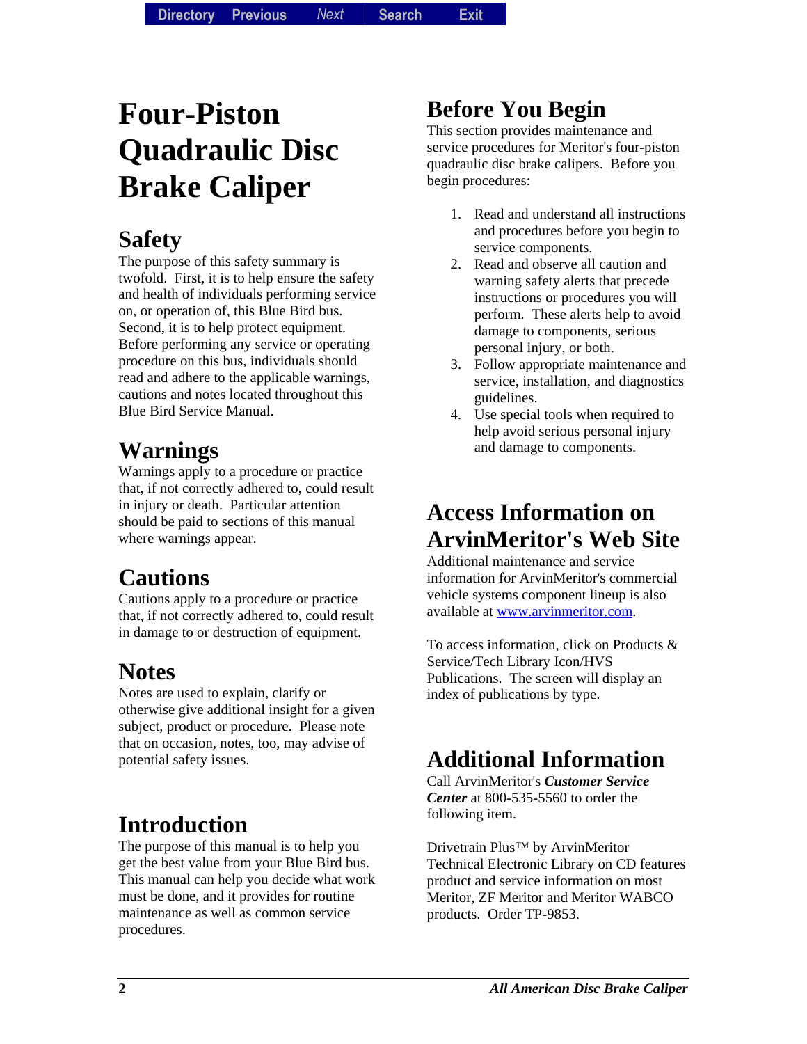# Four-Piston Quadraulic Disc Brake Caliper

## Safety

The purpose of this safety summary is twofold. First, it is to help ensure the safety and health of individuals performing service on, or operation of, this Blue Bird bus. Second, it is to help protect equipment. Before performing any service or operating procedure on this bus, individuals should read and adhere to the applicable warnings, cautions and notes located throughout this Blue Bird Service Manual.

## Warnings

Warnings apply to a procedure or practice that, if not correctly adhered to, could result in injury or death. Particular attention should be paid to sections of this manual where warnings appear.

## Cautions

Cautions apply to a procedure or practice that, if not correctly adhered to, could result in damage to or destruction of equipment.

## Notes

Notes are used to explain, clarify or otherwise give additional insight for a given subject, product or procedure. Please note that on occasion, notes, too, may advise of potential safety issues.

## Introduction

The purpose of this manual is to help you get the best value from your Blue Bird bus. This manual can help you decide what work must be done, and it provides for routine maintenance as well as common service procedures.

## Before You Begin

This section provides maintenance and service procedures for Meritor's four-piston quadraulic disc brake calipers. Before you begin procedures:

1. Read and understand all instructions and procedures before you begin to service components.
2. Read and observe all caution and warning safety alerts that precede instructions or procedures you will perform. These alerts help to avoid damage to components, serious personal injury, or both.
3. Follow appropriate maintenance and service, installation, and diagnostics guidelines.
4. Use special tools when required to help avoid serious personal injury and damage to components.

## Access Information on ArvinMeritor's Web Site

Additional maintenance and service information for ArvinMeritor's commercial vehicle systems component lineup is also available at www.arvinmeritor.com.

To access information, click on Products & Service/Tech Library Icon/HVS Publications. The screen will display an index of publications by type.

## Additional Information

Call ArvinMeritor's ***Customer Service Center*** at 800-535-5560 to order the following item.

Drivetrain Plus™ by ArvinMeritor Technical Electronic Library on CD features product and service information on most Meritor, ZF Meritor and Meritor WABCO products. Order TP-9853.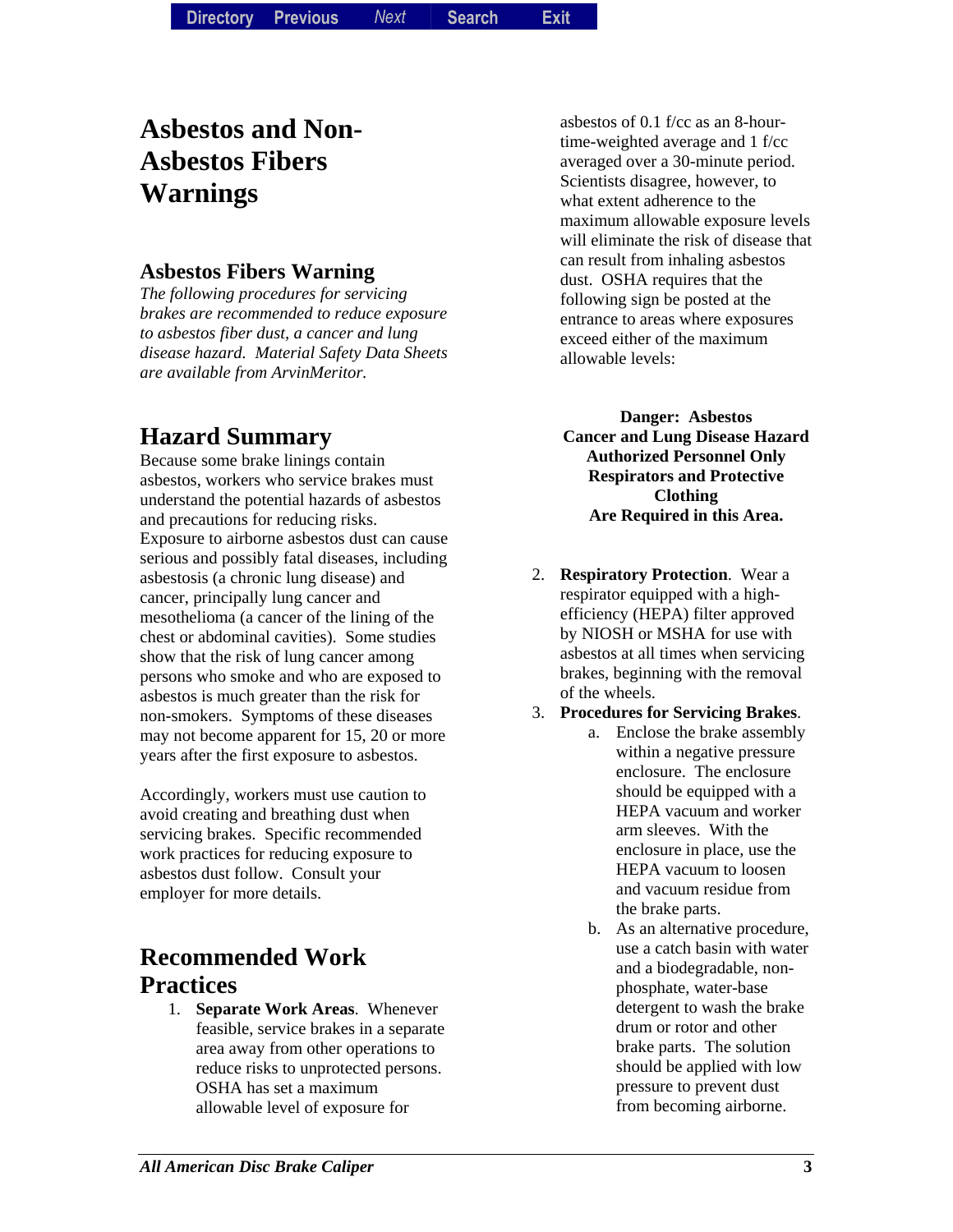# Asbestos and Non-Asbestos Fibers Warnings

## Asbestos Fibers Warning

*The following procedures for servicing brakes are recommended to reduce exposure to asbestos fiber dust, a cancer and lung disease hazard. Material Safety Data Sheets are available from ArvinMeritor.*

## Hazard Summary

Because some brake linings contain asbestos, workers who service brakes must understand the potential hazards of asbestos and precautions for reducing risks. Exposure to airborne asbestos dust can cause serious and possibly fatal diseases, including asbestosis (a chronic lung disease) and cancer, principally lung cancer and mesothelioma (a cancer of the lining of the chest or abdominal cavities). Some studies show that the risk of lung cancer among persons who smoke and who are exposed to asbestos is much greater than the risk for non-smokers. Symptoms of these diseases may not become apparent for 15, 20 or more years after the first exposure to asbestos.

Accordingly, workers must use caution to avoid creating and breathing dust when servicing brakes. Specific recommended work practices for reducing exposure to asbestos dust follow. Consult your employer for more details.

## Recommended Work Practices

1. **Separate Work Areas**. Whenever feasible, service brakes in a separate area away from other operations to reduce risks to unprotected persons. OSHA has set a maximum allowable level of exposure for asbestos of 0.1 f/cc as an 8-hour-time-weighted average and 1 f/cc averaged over a 30-minute period. Scientists disagree, however, to what extent adherence to the maximum allowable exposure levels will eliminate the risk of disease that can result from inhaling asbestos dust. OSHA requires that the following sign be posted at the entrance to areas where exposures exceed either of the maximum allowable levels:

   **Danger: Asbestos**
   **Cancer and Lung Disease Hazard**
   **Authorized Personnel Only**
   **Respirators and Protective Clothing**
   **Are Required in this Area.**

2. **Respiratory Protection**. Wear a respirator equipped with a high-efficiency (HEPA) filter approved by NIOSH or MSHA for use with asbestos at all times when servicing brakes, beginning with the removal of the wheels.
3. **Procedures for Servicing Brakes**.
   a. Enclose the brake assembly within a negative pressure enclosure. The enclosure should be equipped with a HEPA vacuum and worker arm sleeves. With the enclosure in place, use the HEPA vacuum to loosen and vacuum residue from the brake parts.
   b. As an alternative procedure, use a catch basin with water and a biodegradable, non-phosphate, water-base detergent to wash the brake drum or rotor and other brake parts. The solution should be applied with low pressure to prevent dust from becoming airborne.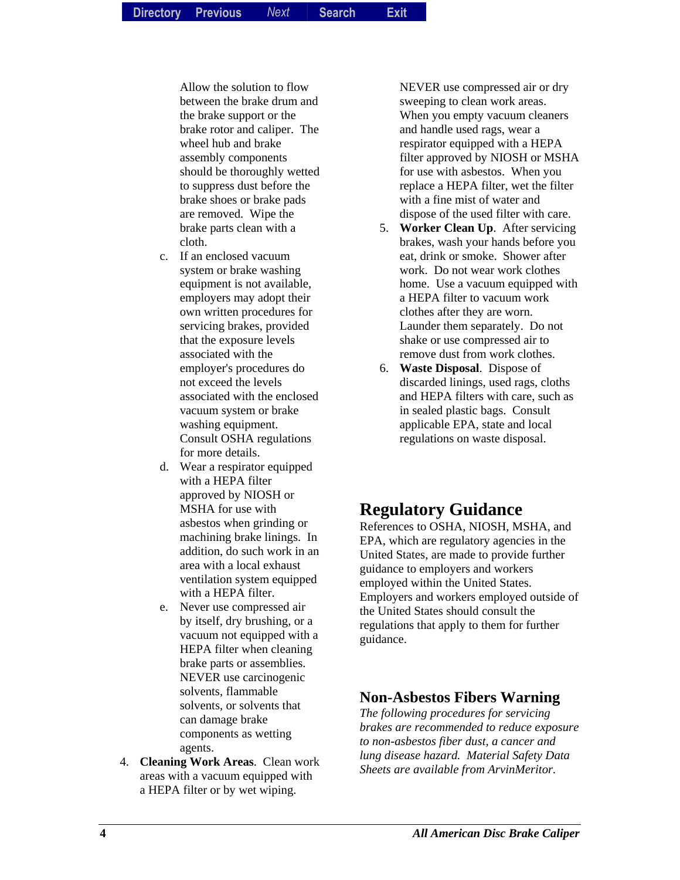Allow the solution to flow between the brake drum and the brake support or the brake rotor and caliper. The wheel hub and brake assembly components should be thoroughly wetted to suppress dust before the brake shoes or brake pads are removed. Wipe the brake parts clean with a cloth.

   c. If an enclosed vacuum system or brake washing equipment is not available, employers may adopt their own written procedures for servicing brakes, provided that the exposure levels associated with the employer's procedures do not exceed the levels associated with the enclosed vacuum system or brake washing equipment. Consult OSHA regulations for more details.

   d. Wear a respirator equipped with a HEPA filter approved by NIOSH or MSHA for use with asbestos when grinding or machining brake linings. In addition, do such work in an area with a local exhaust ventilation system equipped with a HEPA filter.

   e. Never use compressed air by itself, dry brushing, or a vacuum not equipped with a HEPA filter when cleaning brake parts or assemblies. NEVER use carcinogenic solvents, flammable solvents, or solvents that can damage brake components as wetting agents.

4. **Cleaning Work Areas**. Clean work areas with a vacuum equipped with a HEPA filter or by wet wiping. NEVER use compressed air or dry sweeping to clean work areas. When you empty vacuum cleaners and handle used rags, wear a respirator equipped with a HEPA filter approved by NIOSH or MSHA for use with asbestos. When you replace a HEPA filter, wet the filter with a fine mist of water and dispose of the used filter with care.

5. **Worker Clean Up**. After servicing brakes, wash your hands before you eat, drink or smoke. Shower after work. Do not wear work clothes home. Use a vacuum equipped with a HEPA filter to vacuum work clothes after they are worn. Launder them separately. Do not shake or use compressed air to remove dust from work clothes.

6. **Waste Disposal**. Dispose of discarded linings, used rags, cloths and HEPA filters with care, such as in sealed plastic bags. Consult applicable EPA, state and local regulations on waste disposal.

## Regulatory Guidance

References to OSHA, NIOSH, MSHA, and EPA, which are regulatory agencies in the United States, are made to provide further guidance to employers and workers employed within the United States. Employers and workers employed outside of the United States should consult the regulations that apply to them for further guidance.

### Non-Asbestos Fibers Warning

*The following procedures for servicing brakes are recommended to reduce exposure to non-asbestos fiber dust, a cancer and lung disease hazard. Material Safety Data Sheets are available from ArvinMeritor.*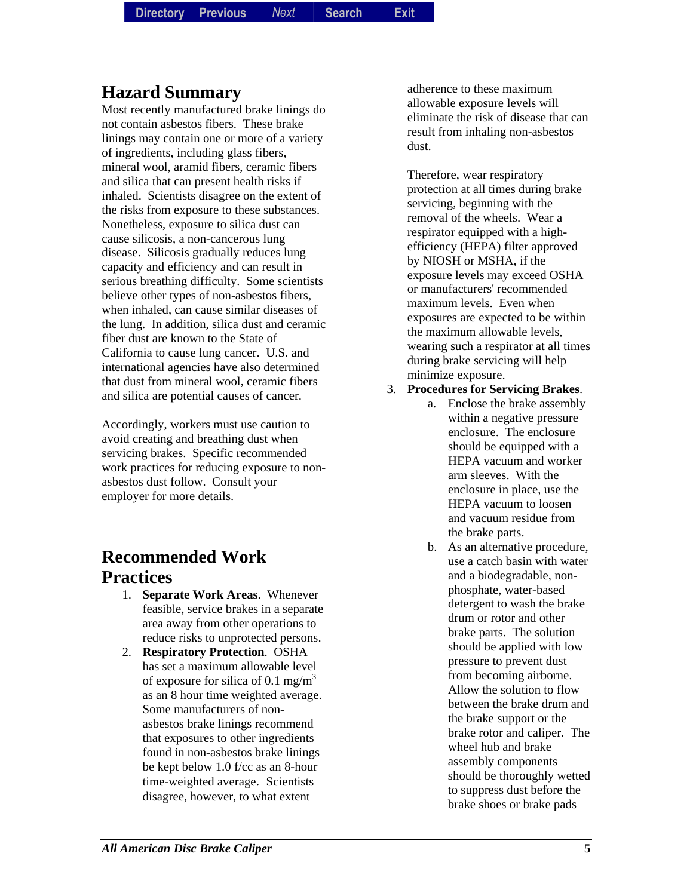## Hazard Summary

Most recently manufactured brake linings do not contain asbestos fibers. These brake linings may contain one or more of a variety of ingredients, including glass fibers, mineral wool, aramid fibers, ceramic fibers and silica that can present health risks if inhaled. Scientists disagree on the extent of the risks from exposure to these substances. Nonetheless, exposure to silica dust can cause silicosis, a non-cancerous lung disease. Silicosis gradually reduces lung capacity and efficiency and can result in serious breathing difficulty. Some scientists believe other types of non-asbestos fibers, when inhaled, can cause similar diseases of the lung. In addition, silica dust and ceramic fiber dust are known to the State of California to cause lung cancer. U.S. and international agencies have also determined that dust from mineral wool, ceramic fibers and silica are potential causes of cancer.

Accordingly, workers must use caution to avoid creating and breathing dust when servicing brakes. Specific recommended work practices for reducing exposure to non-asbestos dust follow. Consult your employer for more details.

## Recommended Work Practices

1. **Separate Work Areas**. Whenever feasible, service brakes in a separate area away from other operations to reduce risks to unprotected persons.
2. **Respiratory Protection**. OSHA has set a maximum allowable level of exposure for silica of 0.1 mg/m$^3$ as an 8 hour time weighted average. Some manufacturers of non-asbestos brake linings recommend that exposures to other ingredients found in non-asbestos brake linings be kept below 1.0 f/cc as an 8-hour time-weighted average. Scientists disagree, however, to what extent adherence to these maximum allowable exposure levels will eliminate the risk of disease that can result from inhaling non-asbestos dust.

   Therefore, wear respiratory protection at all times during brake servicing, beginning with the removal of the wheels. Wear a respirator equipped with a high-efficiency (HEPA) filter approved by NIOSH or MSHA, if the exposure levels may exceed OSHA or manufacturers' recommended maximum levels. Even when exposures are expected to be within the maximum allowable levels, wearing such a respirator at all times during brake servicing will help minimize exposure.
3. **Procedures for Servicing Brakes**.
   a. Enclose the brake assembly within a negative pressure enclosure. The enclosure should be equipped with a HEPA vacuum and worker arm sleeves. With the enclosure in place, use the HEPA vacuum to loosen and vacuum residue from the brake parts.
   b. As an alternative procedure, use a catch basin with water and a biodegradable, non-phosphate, water-based detergent to wash the brake drum or rotor and other brake parts. The solution should be applied with low pressure to prevent dust from becoming airborne. Allow the solution to flow between the brake drum and the brake support or the brake rotor and caliper. The wheel hub and brake assembly components should be thoroughly wetted to suppress dust before the brake shoes or brake pads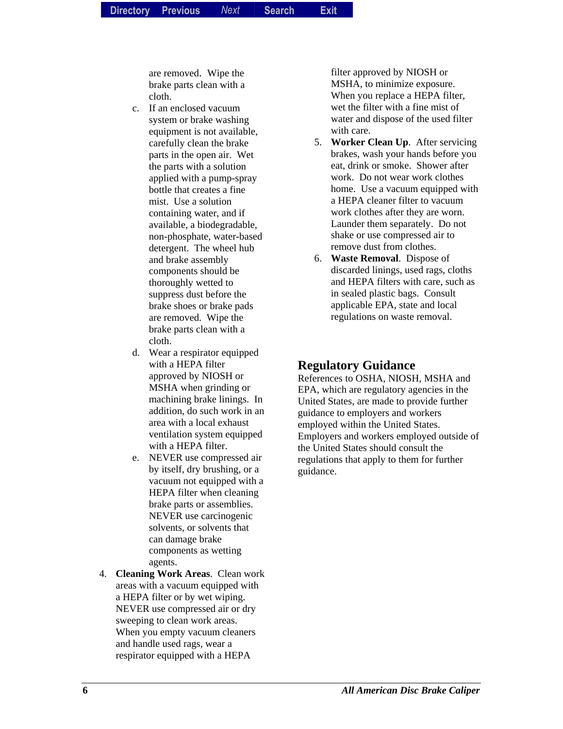are removed. Wipe the brake parts clean with a cloth.

c. If an enclosed vacuum system or brake washing equipment is not available, carefully clean the brake parts in the open air. Wet the parts with a solution applied with a pump-spray bottle that creates a fine mist. Use a solution containing water, and if available, a biodegradable, non-phosphate, water-based detergent. The wheel hub and brake assembly components should be thoroughly wetted to suppress dust before the brake shoes or brake pads are removed. Wipe the brake parts clean with a cloth.

d. Wear a respirator equipped with a HEPA filter approved by NIOSH or MSHA when grinding or machining brake linings. In addition, do such work in an area with a local exhaust ventilation system equipped with a HEPA filter.

e. NEVER use compressed air by itself, dry brushing, or a vacuum not equipped with a HEPA filter when cleaning brake parts or assemblies. NEVER use carcinogenic solvents, or solvents that can damage brake components as wetting agents.

4. **Cleaning Work Areas**. Clean work areas with a vacuum equipped with a HEPA filter or by wet wiping. NEVER use compressed air or dry sweeping to clean work areas. When you empty vacuum cleaners and handle used rags, wear a respirator equipped with a HEPA filter approved by NIOSH or MSHA, to minimize exposure. When you replace a HEPA filter, wet the filter with a fine mist of water and dispose of the used filter with care.

5. **Worker Clean Up**. After servicing brakes, wash your hands before you eat, drink or smoke. Shower after work. Do not wear work clothes home. Use a vacuum equipped with a HEPA cleaner filter to vacuum work clothes after they are worn. Launder them separately. Do not shake or use compressed air to remove dust from clothes.

6. **Waste Removal**. Dispose of discarded linings, used rags, cloths and HEPA filters with care, such as in sealed plastic bags. Consult applicable EPA, state and local regulations on waste removal.

## Regulatory Guidance

References to OSHA, NIOSH, MSHA and EPA, which are regulatory agencies in the United States, are made to provide further guidance to employers and workers employed within the United States. Employers and workers employed outside of the United States should consult the regulations that apply to them for further guidance.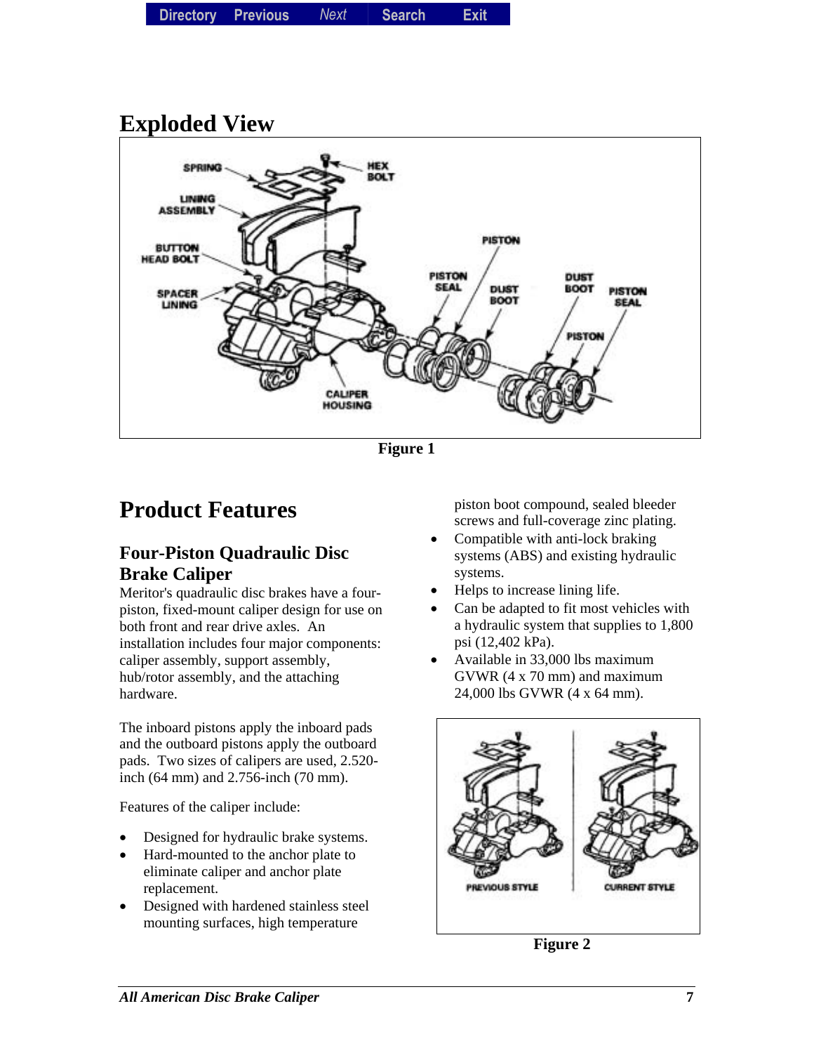# Exploded View

Figure 1

# Product Features

## Four-Piston Quadraulic Disc Brake Caliper

Meritor's quadraulic disc brakes have a four-piston, fixed-mount caliper design for use on both front and rear drive axles. An installation includes four major components: caliper assembly, support assembly, hub/rotor assembly, and the attaching hardware.

The inboard pistons apply the inboard pads and the outboard pistons apply the outboard pads. Two sizes of calipers are used, 2.520-inch (64 mm) and 2.756-inch (70 mm).

Features of the caliper include:

- Designed for hydraulic brake systems.
- Hard-mounted to the anchor plate to eliminate caliper and anchor plate replacement.
- Designed with hardened stainless steel mounting surfaces, high temperature piston boot compound, sealed bleeder screws and full-coverage zinc plating.
- Compatible with anti-lock braking systems (ABS) and existing hydraulic systems.
- Helps to increase lining life.
- Can be adapted to fit most vehicles with a hydraulic system that supplies to 1,800 psi (12,402 kPa).
- Available in 33,000 lbs maximum GVWR (4 x 70 mm) and maximum 24,000 lbs GVWR (4 x 64 mm).

Figure 2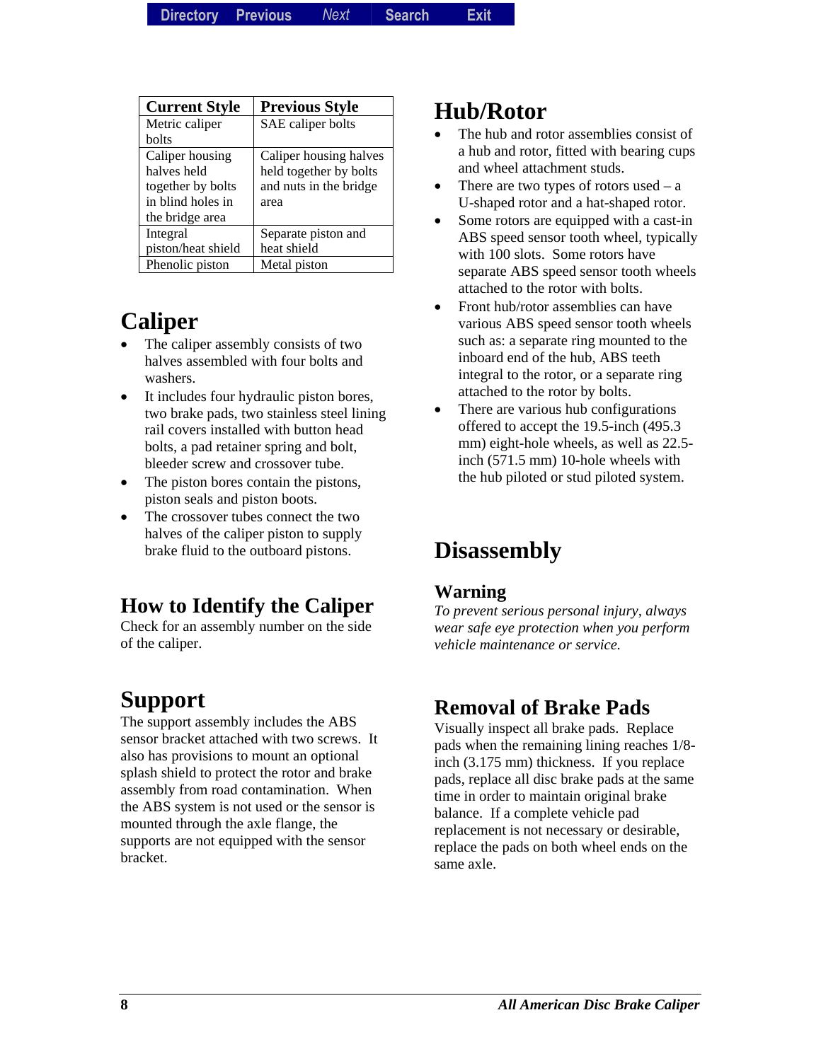| Current Style | Previous Style |
|---|---|
| Metric caliper bolts | SAE caliper bolts |
| Caliper housing halves held together by bolts in blind holes in the bridge area | Caliper housing halves held together by bolts and nuts in the bridge area |
| Integral piston/heat shield | Separate piston and heat shield |
| Phenolic piston | Metal piston |

# Caliper

- The caliper assembly consists of two halves assembled with four bolts and washers.
- It includes four hydraulic piston bores, two brake pads, two stainless steel lining rail covers installed with button head bolts, a pad retainer spring and bolt, bleeder screw and crossover tube.
- The piston bores contain the pistons, piston seals and piston boots.
- The crossover tubes connect the two halves of the caliper piston to supply brake fluid to the outboard pistons.

# How to Identify the Caliper

Check for an assembly number on the side of the caliper.

# Support

The support assembly includes the ABS sensor bracket attached with two screws. It also has provisions to mount an optional splash shield to protect the rotor and brake assembly from road contamination. When the ABS system is not used or the sensor is mounted through the axle flange, the supports are not equipped with the sensor bracket.

# Hub/Rotor

- The hub and rotor assemblies consist of a hub and rotor, fitted with bearing cups and wheel attachment studs.
- There are two types of rotors used – a U-shaped rotor and a hat-shaped rotor.
- Some rotors are equipped with a cast-in ABS speed sensor tooth wheel, typically with 100 slots. Some rotors have separate ABS speed sensor tooth wheels attached to the rotor with bolts.
- Front hub/rotor assemblies can have various ABS speed sensor tooth wheels such as: a separate ring mounted to the inboard end of the hub, ABS teeth integral to the rotor, or a separate ring attached to the rotor by bolts.
- There are various hub configurations offered to accept the 19.5-inch (495.3 mm) eight-hole wheels, as well as 22.5-inch (571.5 mm) 10-hole wheels with the hub piloted or stud piloted system.

# Disassembly

## Warning

*To prevent serious personal injury, always wear safe eye protection when you perform vehicle maintenance or service.*

# Removal of Brake Pads

Visually inspect all brake pads. Replace pads when the remaining lining reaches 1/8-inch (3.175 mm) thickness. If you replace pads, replace all disc brake pads at the same time in order to maintain original brake balance. If a complete vehicle pad replacement is not necessary or desirable, replace the pads on both wheel ends on the same axle.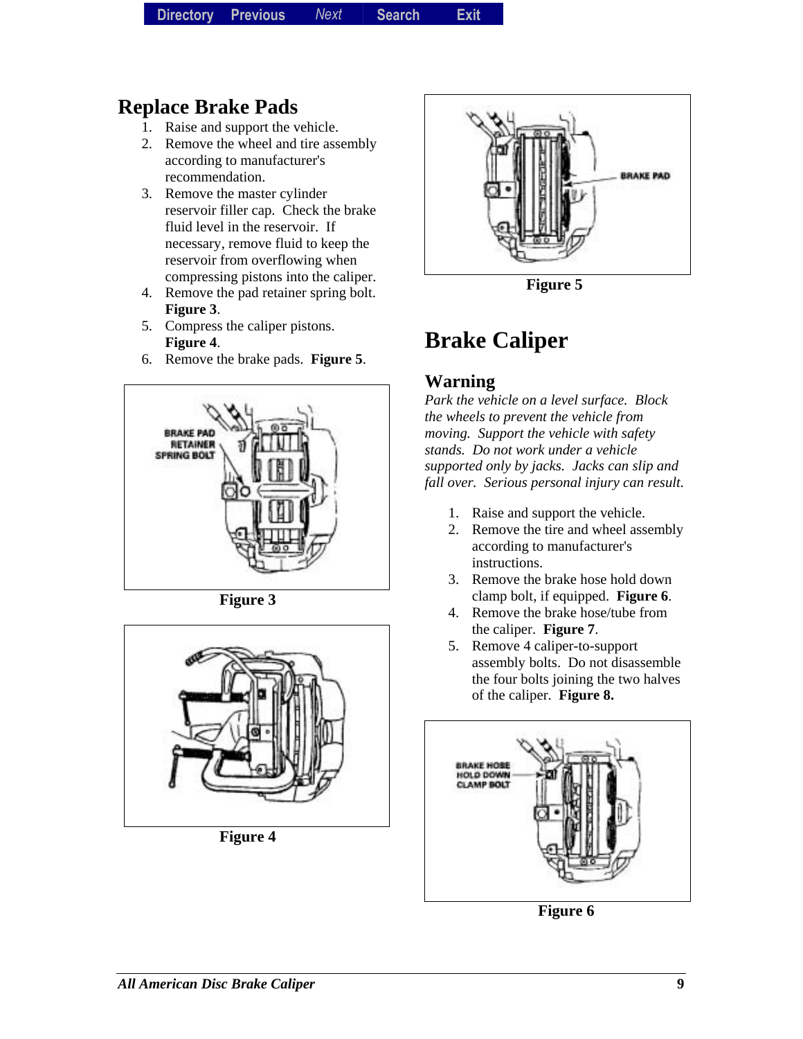## Replace Brake Pads

1. Raise and support the vehicle.
2. Remove the wheel and tire assembly according to manufacturer's recommendation.
3. Remove the master cylinder reservoir filler cap. Check the brake fluid level in the reservoir. If necessary, remove fluid to keep the reservoir from overflowing when compressing pistons into the caliper.
4. Remove the pad retainer spring bolt. **Figure 3**.
5. Compress the caliper pistons. **Figure 4**.
6. Remove the brake pads. **Figure 5**.

**Figure 3**

**Figure 4**

**Figure 5**

# Brake Caliper

## Warning

*Park the vehicle on a level surface. Block the wheels to prevent the vehicle from moving. Support the vehicle with safety stands. Do not work under a vehicle supported only by jacks. Jacks can slip and fall over. Serious personal injury can result.*

1. Raise and support the vehicle.
2. Remove the tire and wheel assembly according to manufacturer's instructions.
3. Remove the brake hose hold down clamp bolt, if equipped. **Figure 6**.
4. Remove the brake hose/tube from the caliper. **Figure 7**.
5. Remove 4 caliper-to-support assembly bolts. Do not disassemble the four bolts joining the two halves of the caliper. **Figure 8.**

**Figure 6**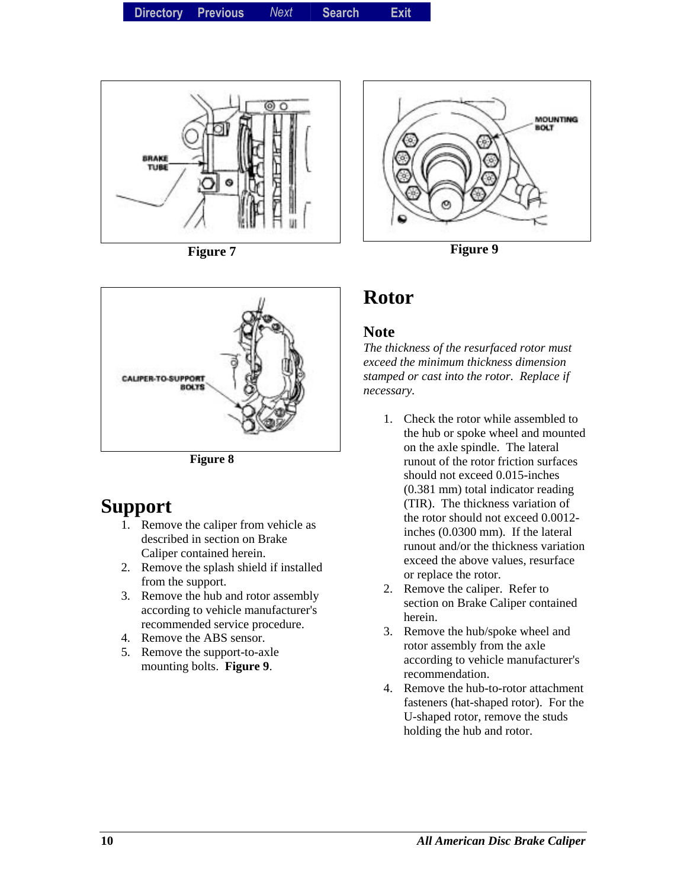Figure 7

Figure 9

Figure 8

## Support

1. Remove the caliper from vehicle as described in section on Brake Caliper contained herein.
2. Remove the splash shield if installed from the support.
3. Remove the hub and rotor assembly according to vehicle manufacturer's recommended service procedure.
4. Remove the ABS sensor.
5. Remove the support-to-axle mounting bolts. **Figure 9**.

## Rotor

### Note

*The thickness of the resurfaced rotor must exceed the minimum thickness dimension stamped or cast into the rotor. Replace if necessary.*

1. Check the rotor while assembled to the hub or spoke wheel and mounted on the axle spindle. The lateral runout of the rotor friction surfaces should not exceed 0.015-inches (0.381 mm) total indicator reading (TIR). The thickness variation of the rotor should not exceed 0.0012-inches (0.0300 mm). If the lateral runout and/or the thickness variation exceed the above values, resurface or replace the rotor.
2. Remove the caliper. Refer to section on Brake Caliper contained herein.
3. Remove the hub/spoke wheel and rotor assembly from the axle according to vehicle manufacturer's recommendation.
4. Remove the hub-to-rotor attachment fasteners (hat-shaped rotor). For the U-shaped rotor, remove the studs holding the hub and rotor.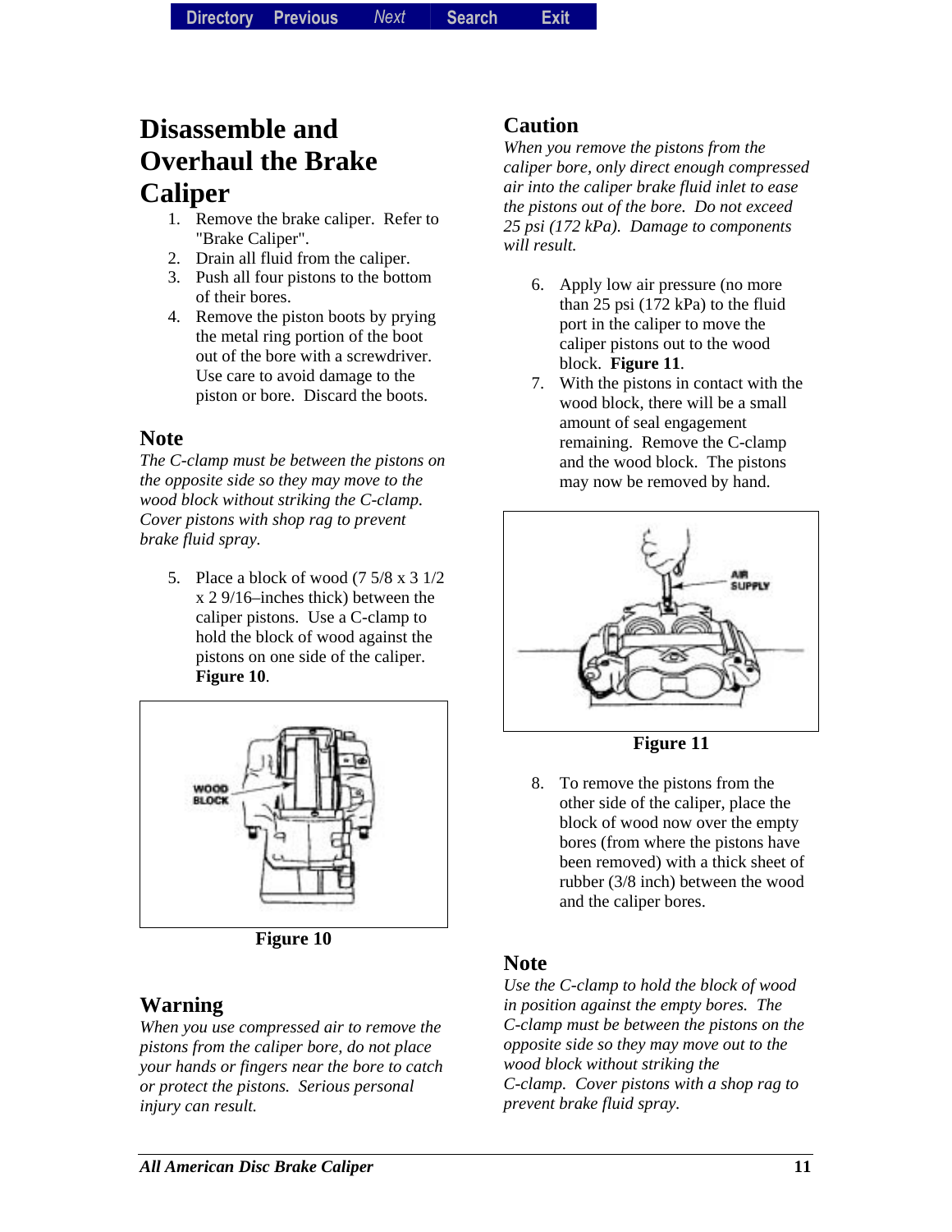# Disassemble and Overhaul the Brake Caliper

1. Remove the brake caliper. Refer to "Brake Caliper".
2. Drain all fluid from the caliper.
3. Push all four pistons to the bottom of their bores.
4. Remove the piston boots by prying the metal ring portion of the boot out of the bore with a screwdriver. Use care to avoid damage to the piston or bore. Discard the boots.

### Note

*The C-clamp must be between the pistons on the opposite side so they may move to the wood block without striking the C-clamp. Cover pistons with shop rag to prevent brake fluid spray.*

5. Place a block of wood (7 5/8 x 3 1/2 x 2 9/16–inches thick) between the caliper pistons. Use a C-clamp to hold the block of wood against the pistons on one side of the caliper. **Figure 10**.

**Figure 10**

### Warning

*When you use compressed air to remove the pistons from the caliper bore, do not place your hands or fingers near the bore to catch or protect the pistons. Serious personal injury can result.*

### Caution

*When you remove the pistons from the caliper bore, only direct enough compressed air into the caliper brake fluid inlet to ease the pistons out of the bore. Do not exceed 25 psi (172 kPa). Damage to components will result.*

6. Apply low air pressure (no more than 25 psi (172 kPa) to the fluid port in the caliper to move the caliper pistons out to the wood block. **Figure 11**.
7. With the pistons in contact with the wood block, there will be a small amount of seal engagement remaining. Remove the C-clamp and the wood block. The pistons may now be removed by hand.

**Figure 11**

8. To remove the pistons from the other side of the caliper, place the block of wood now over the empty bores (from where the pistons have been removed) with a thick sheet of rubber (3/8 inch) between the wood and the caliper bores.

### Note

*Use the C-clamp to hold the block of wood in position against the empty bores. The C-clamp must be between the pistons on the opposite side so they may move out to the wood block without striking the C-clamp. Cover pistons with a shop rag to prevent brake fluid spray.*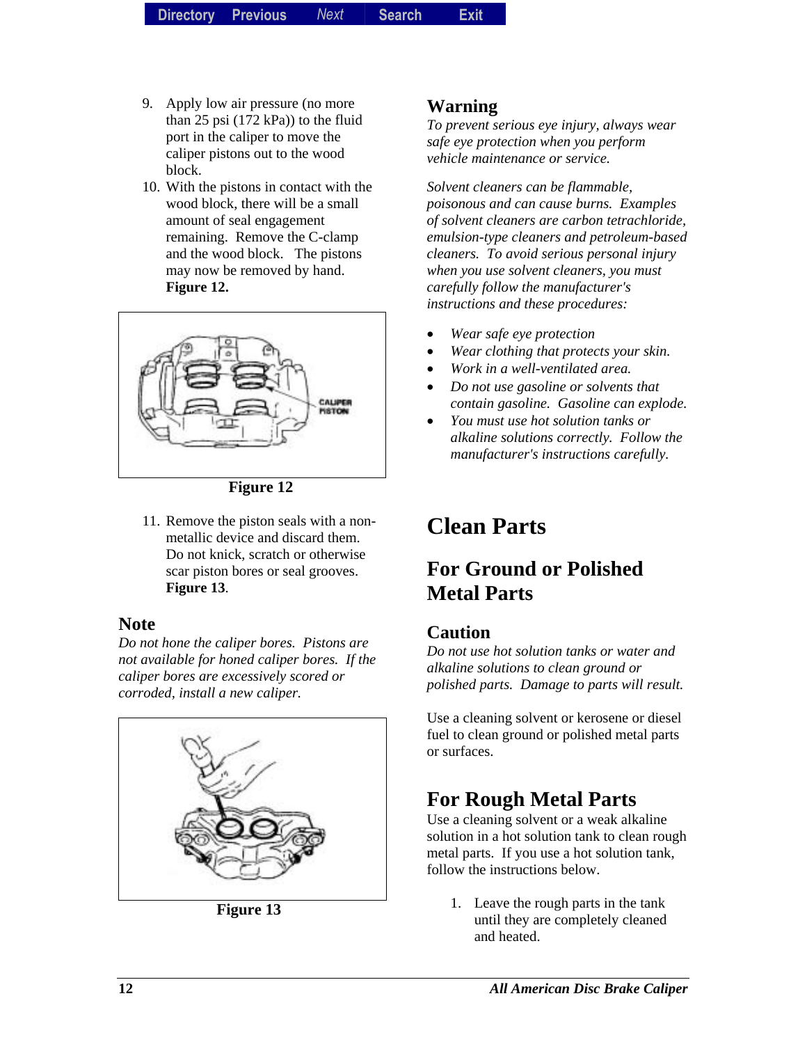9. Apply low air pressure (no more than 25 psi (172 kPa)) to the fluid port in the caliper to move the caliper pistons out to the wood block.
10. With the pistons in contact with the wood block, there will be a small amount of seal engagement remaining. Remove the C-clamp and the wood block. The pistons may now be removed by hand. **Figure 12.**

**Figure 12**

11. Remove the piston seals with a non-metallic device and discard them. Do not knick, scratch or otherwise scar piston bores or seal grooves. **Figure 13**.

### Note

*Do not hone the caliper bores. Pistons are not available for honed caliper bores. If the caliper bores are excessively scored or corroded, install a new caliper.*

**Figure 13**

### Warning

*To prevent serious eye injury, always wear safe eye protection when you perform vehicle maintenance or service.*

*Solvent cleaners can be flammable, poisonous and can cause burns. Examples of solvent cleaners are carbon tetrachloride, emulsion-type cleaners and petroleum-based cleaners. To avoid serious personal injury when you use solvent cleaners, you must carefully follow the manufacturer's instructions and these procedures:*

- *Wear safe eye protection*
- *Wear clothing that protects your skin.*
- *Work in a well-ventilated area.*
- *Do not use gasoline or solvents that contain gasoline. Gasoline can explode.*
- *You must use hot solution tanks or alkaline solutions correctly. Follow the manufacturer's instructions carefully.*

# Clean Parts

## For Ground or Polished Metal Parts

### Caution

*Do not use hot solution tanks or water and alkaline solutions to clean ground or polished parts. Damage to parts will result.*

Use a cleaning solvent or kerosene or diesel fuel to clean ground or polished metal parts or surfaces.

## For Rough Metal Parts

Use a cleaning solvent or a weak alkaline solution in a hot solution tank to clean rough metal parts. If you use a hot solution tank, follow the instructions below.

1. Leave the rough parts in the tank until they are completely cleaned and heated.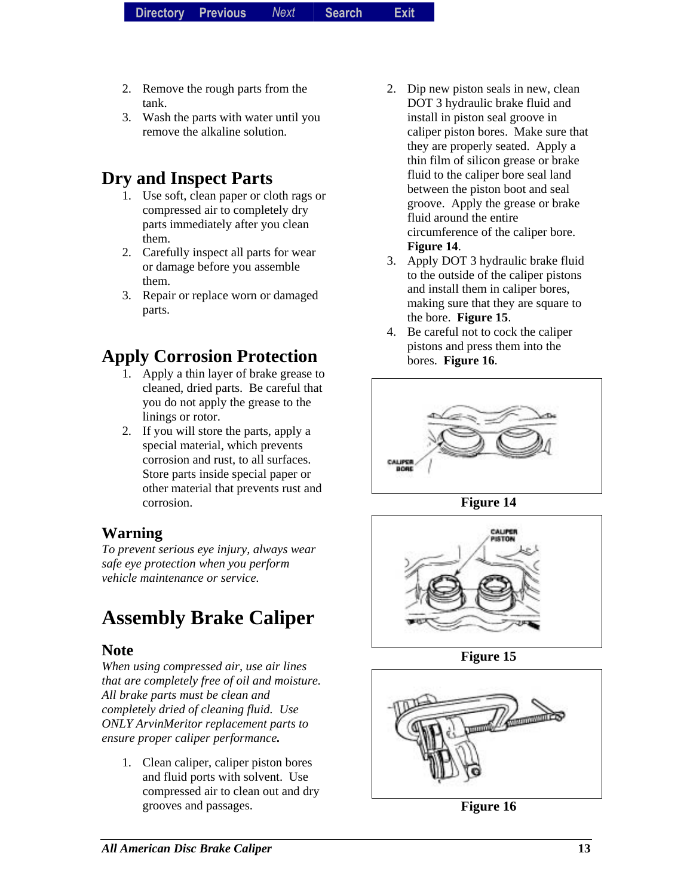2. Remove the rough parts from the tank.
3. Wash the parts with water until you remove the alkaline solution.

## Dry and Inspect Parts

1. Use soft, clean paper or cloth rags or compressed air to completely dry parts immediately after you clean them.
2. Carefully inspect all parts for wear or damage before you assemble them.
3. Repair or replace worn or damaged parts.

## Apply Corrosion Protection

1. Apply a thin layer of brake grease to cleaned, dried parts. Be careful that you do not apply the grease to the linings or rotor.
2. If you will store the parts, apply a special material, which prevents corrosion and rust, to all surfaces. Store parts inside special paper or other material that prevents rust and corrosion.

### Warning

*To prevent serious eye injury, always wear safe eye protection when you perform vehicle maintenance or service.*

## Assembly Brake Caliper

### Note

*When using compressed air, use air lines that are completely free of oil and moisture. All brake parts must be clean and completely dried of cleaning fluid. Use ONLY ArvinMeritor replacement parts to ensure proper caliper performance.*

1. Clean caliper, caliper piston bores and fluid ports with solvent. Use compressed air to clean out and dry grooves and passages.
2. Dip new piston seals in new, clean DOT 3 hydraulic brake fluid and install in piston seal groove in caliper piston bores. Make sure that they are properly seated. Apply a thin film of silicon grease or brake fluid to the caliper bore seal land between the piston boot and seal groove. Apply the grease or brake fluid around the entire circumference of the caliper bore. **Figure 14**.
3. Apply DOT 3 hydraulic brake fluid to the outside of the caliper pistons and install them in caliper bores, making sure that they are square to the bore. **Figure 15**.
4. Be careful not to cock the caliper pistons and press them into the bores. **Figure 16**.

**Figure 14**

**Figure 15**

**Figure 16**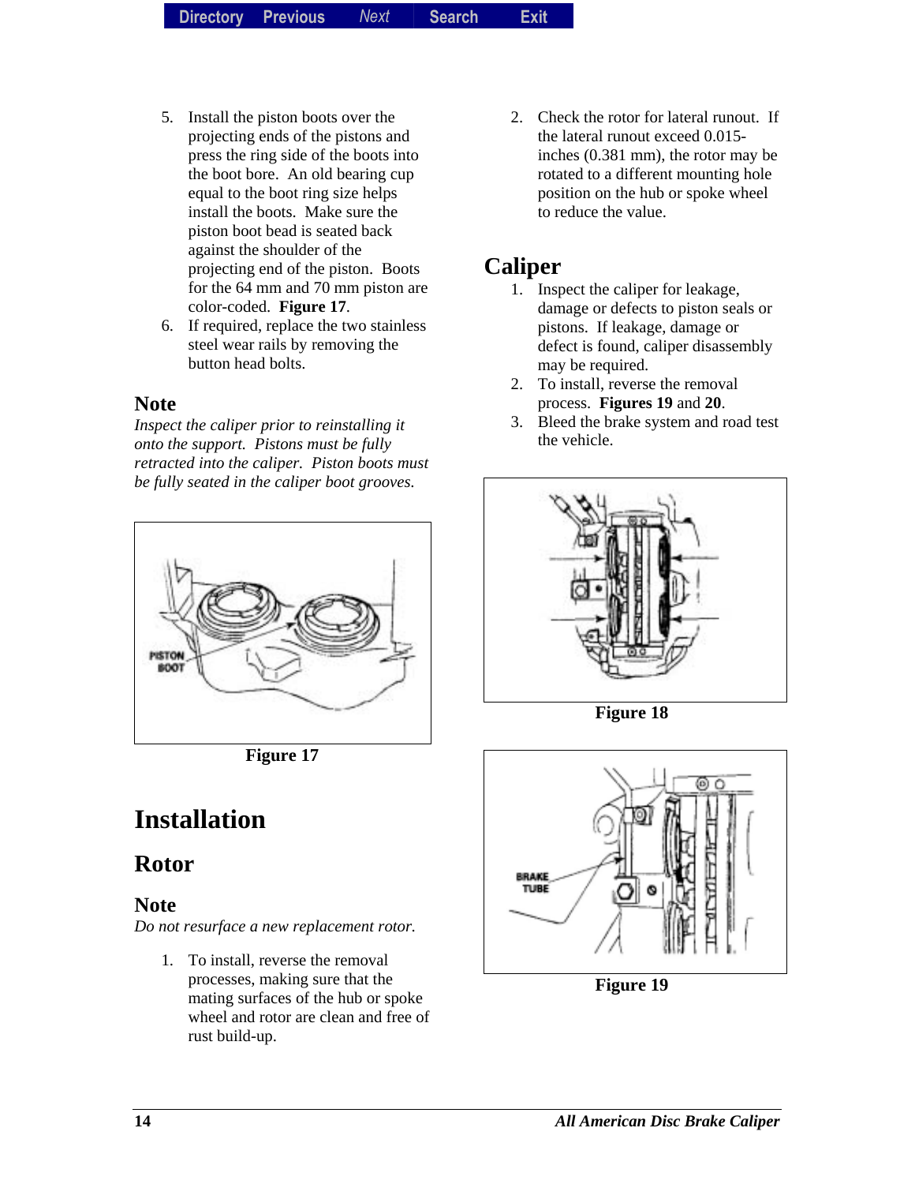5. Install the piston boots over the projecting ends of the pistons and press the ring side of the boots into the boot bore. An old bearing cup equal to the boot ring size helps install the boots. Make sure the piston boot bead is seated back against the shoulder of the projecting end of the piston. Boots for the 64 mm and 70 mm piston are color-coded. **Figure 17**.
6. If required, replace the two stainless steel wear rails by removing the button head bolts.

### Note

*Inspect the caliper prior to reinstalling it onto the support. Pistons must be fully retracted into the caliper. Piston boots must be fully seated in the caliper boot grooves.*

**Figure 17**

# Installation

## Rotor

### Note

*Do not resurface a new replacement rotor.*

1. To install, reverse the removal processes, making sure that the mating surfaces of the hub or spoke wheel and rotor are clean and free of rust build-up.
2. Check the rotor for lateral runout. If the lateral runout exceed 0.015-inches (0.381 mm), the rotor may be rotated to a different mounting hole position on the hub or spoke wheel to reduce the value.

## Caliper

1. Inspect the caliper for leakage, damage or defects to piston seals or pistons. If leakage, damage or defect is found, caliper disassembly may be required.
2. To install, reverse the removal process. **Figures 19** and **20**.
3. Bleed the brake system and road test the vehicle.

**Figure 18**

**Figure 19**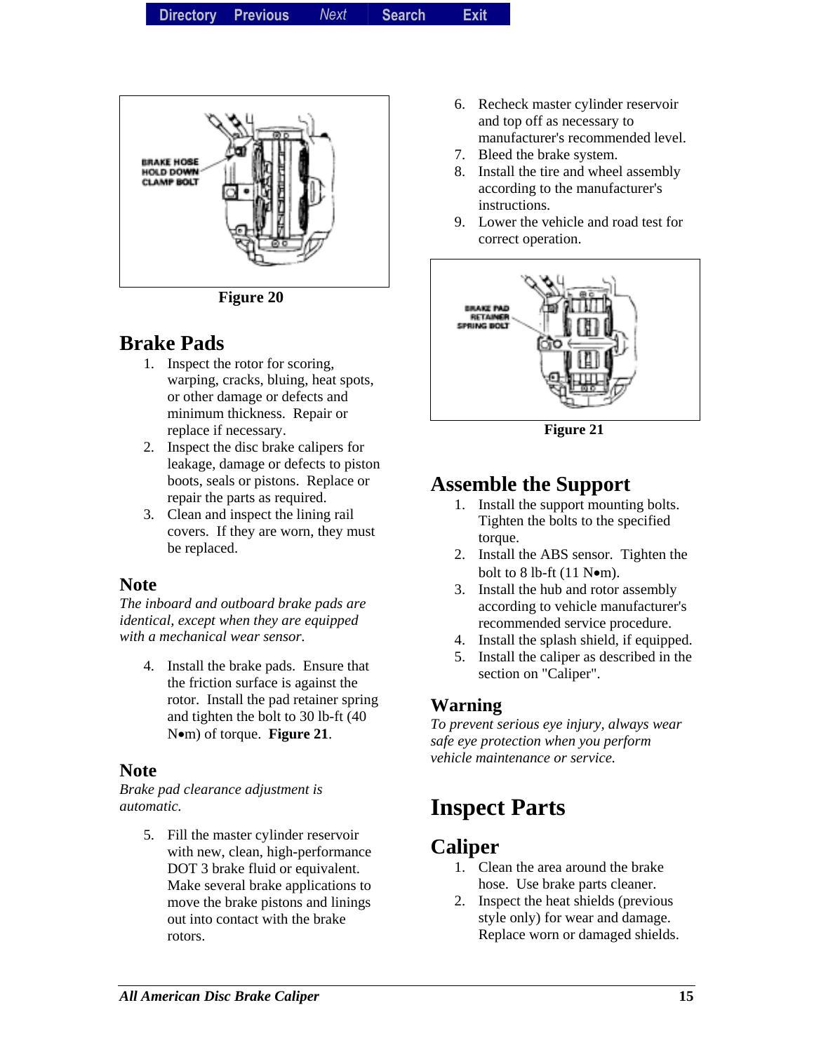BRAKE HOSE HOLD DOWN CLAMP BOLT

**Figure 20**

## Brake Pads

1. Inspect the rotor for scoring, warping, cracks, bluing, heat spots, or other damage or defects and minimum thickness. Repair or replace if necessary.
2. Inspect the disc brake calipers for leakage, damage or defects to piston boots, seals or pistons. Replace or repair the parts as required.
3. Clean and inspect the lining rail covers. If they are worn, they must be replaced.

### Note

*The inboard and outboard brake pads are identical, except when they are equipped with a mechanical wear sensor.*

4. Install the brake pads. Ensure that the friction surface is against the rotor. Install the pad retainer spring and tighten the bolt to 30 lb-ft (40 N•m) of torque. **Figure 21**.

### Note

*Brake pad clearance adjustment is automatic.*

5. Fill the master cylinder reservoir with new, clean, high-performance DOT 3 brake fluid or equivalent. Make several brake applications to move the brake pistons and linings out into contact with the brake rotors.
6. Recheck master cylinder reservoir and top off as necessary to manufacturer's recommended level.
7. Bleed the brake system.
8. Install the tire and wheel assembly according to the manufacturer's instructions.
9. Lower the vehicle and road test for correct operation.

BRAKE PAD RETAINER SPRING BOLT

**Figure 21**

## Assemble the Support

1. Install the support mounting bolts. Tighten the bolts to the specified torque.
2. Install the ABS sensor. Tighten the bolt to 8 lb-ft (11 N•m).
3. Install the hub and rotor assembly according to vehicle manufacturer's recommended service procedure.
4. Install the splash shield, if equipped.
5. Install the caliper as described in the section on "Caliper".

### Warning

*To prevent serious eye injury, always wear safe eye protection when you perform vehicle maintenance or service.*

# Inspect Parts

## Caliper

1. Clean the area around the brake hose. Use brake parts cleaner.
2. Inspect the heat shields (previous style only) for wear and damage. Replace worn or damaged shields.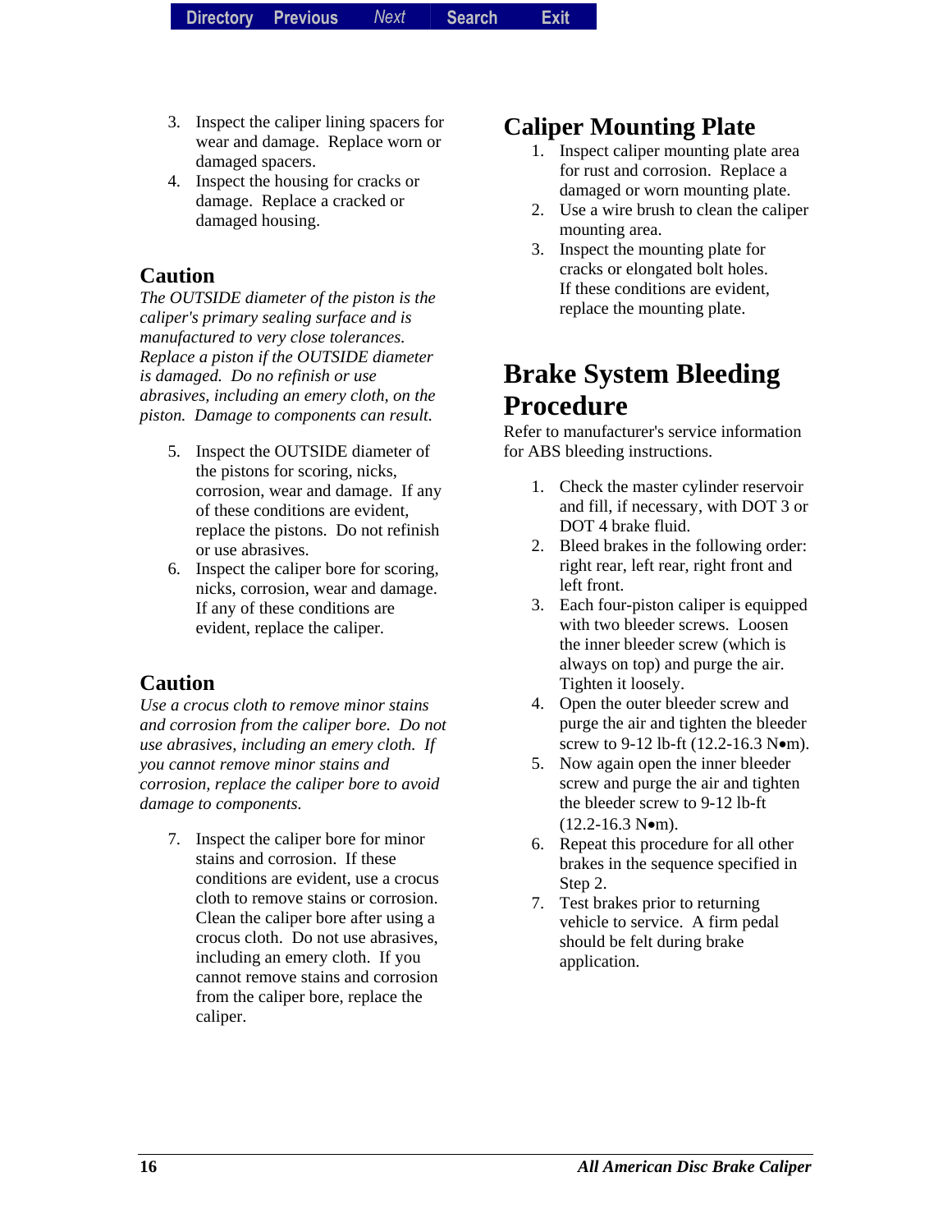3. Inspect the caliper lining spacers for wear and damage. Replace worn or damaged spacers.
4. Inspect the housing for cracks or damage. Replace a cracked or damaged housing.

### Caution

*The OUTSIDE diameter of the piston is the caliper's primary sealing surface and is manufactured to very close tolerances. Replace a piston if the OUTSIDE diameter is damaged. Do no refinish or use abrasives, including an emery cloth, on the piston. Damage to components can result.*

5. Inspect the OUTSIDE diameter of the pistons for scoring, nicks, corrosion, wear and damage. If any of these conditions are evident, replace the pistons. Do not refinish or use abrasives.
6. Inspect the caliper bore for scoring, nicks, corrosion, wear and damage. If any of these conditions are evident, replace the caliper.

### Caution

*Use a crocus cloth to remove minor stains and corrosion from the caliper bore. Do not use abrasives, including an emery cloth. If you cannot remove minor stains and corrosion, replace the caliper bore to avoid damage to components.*

7. Inspect the caliper bore for minor stains and corrosion. If these conditions are evident, use a crocus cloth to remove stains or corrosion. Clean the caliper bore after using a crocus cloth. Do not use abrasives, including an emery cloth. If you cannot remove stains and corrosion from the caliper bore, replace the caliper.

## Caliper Mounting Plate

1. Inspect caliper mounting plate area for rust and corrosion. Replace a damaged or worn mounting plate.
2. Use a wire brush to clean the caliper mounting area.
3. Inspect the mounting plate for cracks or elongated bolt holes. If these conditions are evident, replace the mounting plate.

## Brake System Bleeding Procedure

Refer to manufacturer's service information for ABS bleeding instructions.

1. Check the master cylinder reservoir and fill, if necessary, with DOT 3 or DOT 4 brake fluid.
2. Bleed brakes in the following order: right rear, left rear, right front and left front.
3. Each four-piston caliper is equipped with two bleeder screws. Loosen the inner bleeder screw (which is always on top) and purge the air. Tighten it loosely.
4. Open the outer bleeder screw and purge the air and tighten the bleeder screw to 9-12 lb-ft (12.2-16.3 N•m).
5. Now again open the inner bleeder screw and purge the air and tighten the bleeder screw to 9-12 lb-ft (12.2-16.3 N•m).
6. Repeat this procedure for all other brakes in the sequence specified in Step 2.
7. Test brakes prior to returning vehicle to service. A firm pedal should be felt during brake application.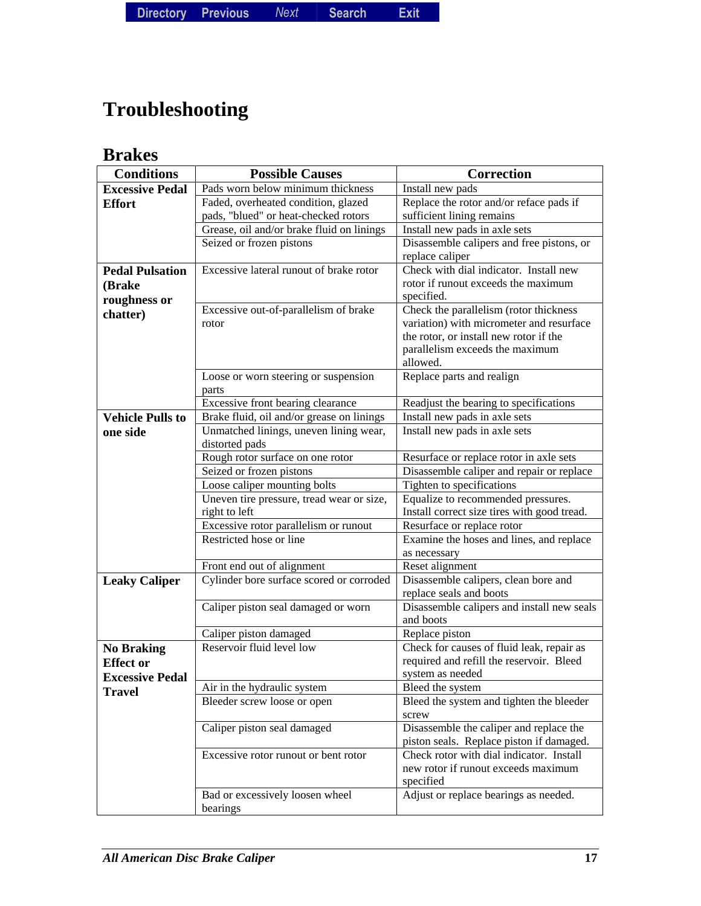# Troubleshooting

## Brakes

| Conditions | Possible Causes | Correction |
|---|---|---|
| **Excessive Pedal Effort** | Pads worn below minimum thickness | Install new pads |
| | Faded, overheated condition, glazed pads, "blued" or heat-checked rotors | Replace the rotor and/or reface pads if sufficient lining remains |
| | Grease, oil and/or brake fluid on linings | Install new pads in axle sets |
| | Seized or frozen pistons | Disassemble calipers and free pistons, or replace caliper |
| **Pedal Pulsation (Brake roughness or chatter)** | Excessive lateral runout of brake rotor | Check with dial indicator. Install new rotor if runout exceeds the maximum specified. |
| | Excessive out-of-parallelism of brake rotor | Check the parallelism (rotor thickness variation) with micrometer and resurface the rotor, or install new rotor if the parallelism exceeds the maximum allowed. |
| | Loose or worn steering or suspension parts | Replace parts and realign |
| | Excessive front bearing clearance | Readjust the bearing to specifications |
| **Vehicle Pulls to one side** | Brake fluid, oil and/or grease on linings | Install new pads in axle sets |
| | Unmatched linings, uneven lining wear, distorted pads | Install new pads in axle sets |
| | Rough rotor surface on one rotor | Resurface or replace rotor in axle sets |
| | Seized or frozen pistons | Disassemble caliper and repair or replace |
| | Loose caliper mounting bolts | Tighten to specifications |
| | Uneven tire pressure, tread wear or size, right to left | Equalize to recommended pressures. Install correct size tires with good tread. |
| | Excessive rotor parallelism or runout | Resurface or replace rotor |
| | Restricted hose or line | Examine the hoses and lines, and replace as necessary |
| | Front end out of alignment | Reset alignment |
| **Leaky Caliper** | Cylinder bore surface scored or corroded | Disassemble calipers, clean bore and replace seals and boots |
| | Caliper piston seal damaged or worn | Disassemble calipers and install new seals and boots |
| | Caliper piston damaged | Replace piston |
| **No Braking Effect or Excessive Pedal Travel** | Reservoir fluid level low | Check for causes of fluid leak, repair as required and refill the reservoir. Bleed system as needed |
| | Air in the hydraulic system | Bleed the system |
| | Bleeder screw loose or open | Bleed the system and tighten the bleeder screw |
| | Caliper piston seal damaged | Disassemble the caliper and replace the piston seals. Replace piston if damaged. |
| | Excessive rotor runout or bent rotor | Check rotor with dial indicator. Install new rotor if runout exceeds maximum specified |
| | Bad or excessively loosen wheel bearings | Adjust or replace bearings as needed. |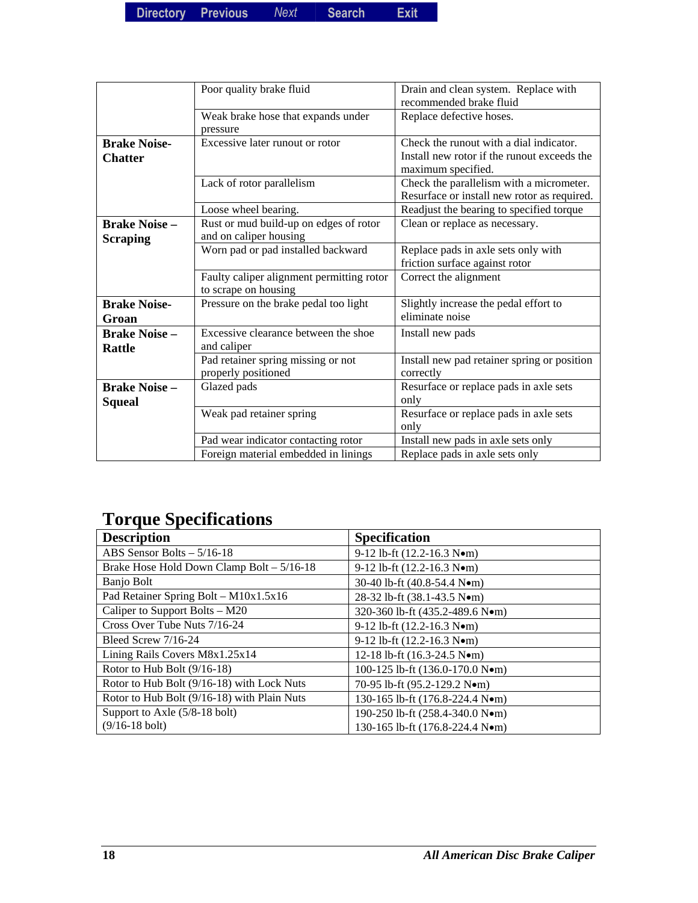| | | |
|---|---|---|
| | Poor quality brake fluid | Drain and clean system. Replace with recommended brake fluid |
| | Weak brake hose that expands under pressure | Replace defective hoses. |
| **Brake Noise-Chatter** | Excessive later runout or rotor | Check the runout with a dial indicator. Install new rotor if the runout exceeds the maximum specified. |
| | Lack of rotor parallelism | Check the parallelism with a micrometer. Resurface or install new rotor as required. |
| | Loose wheel bearing. | Readjust the bearing to specified torque |
| **Brake Noise – Scraping** | Rust or mud build-up on edges of rotor and on caliper housing | Clean or replace as necessary. |
| | Worn pad or pad installed backward | Replace pads in axle sets only with friction surface against rotor |
| | Faulty caliper alignment permitting rotor to scrape on housing | Correct the alignment |
| **Brake Noise-Groan** | Pressure on the brake pedal too light | Slightly increase the pedal effort to eliminate noise |
| **Brake Noise – Rattle** | Excessive clearance between the shoe and caliper | Install new pads |
| | Pad retainer spring missing or not properly positioned | Install new pad retainer spring or position correctly |
| **Brake Noise – Squeal** | Glazed pads | Resurface or replace pads in axle sets only |
| | Weak pad retainer spring | Resurface or replace pads in axle sets only |
| | Pad wear indicator contacting rotor | Install new pads in axle sets only |
| | Foreign material embedded in linings | Replace pads in axle sets only |

## Torque Specifications

| Description | Specification |
|---|---|
| ABS Sensor Bolts – 5/16-18 | 9-12 lb-ft (12.2-16.3 N•m) |
| Brake Hose Hold Down Clamp Bolt – 5/16-18 | 9-12 lb-ft (12.2-16.3 N•m) |
| Banjo Bolt | 30-40 lb-ft (40.8-54.4 N•m) |
| Pad Retainer Spring Bolt – M10x1.5x16 | 28-32 lb-ft (38.1-43.5 N•m) |
| Caliper to Support Bolts – M20 | 320-360 lb-ft (435.2-489.6 N•m) |
| Cross Over Tube Nuts 7/16-24 | 9-12 lb-ft (12.2-16.3 N•m) |
| Bleed Screw 7/16-24 | 9-12 lb-ft (12.2-16.3 N•m) |
| Lining Rails Covers M8x1.25x14 | 12-18 lb-ft (16.3-24.5 N•m) |
| Rotor to Hub Bolt (9/16-18) | 100-125 lb-ft (136.0-170.0 N•m) |
| Rotor to Hub Bolt (9/16-18) with Lock Nuts | 70-95 lb-ft (95.2-129.2 N•m) |
| Rotor to Hub Bolt (9/16-18) with Plain Nuts | 130-165 lb-ft (176.8-224.4 N•m) |
| Support to Axle (5/8-18 bolt)<br>(9/16-18 bolt) | 190-250 lb-ft (258.4-340.0 N•m)<br>130-165 lb-ft (176.8-224.4 N•m) |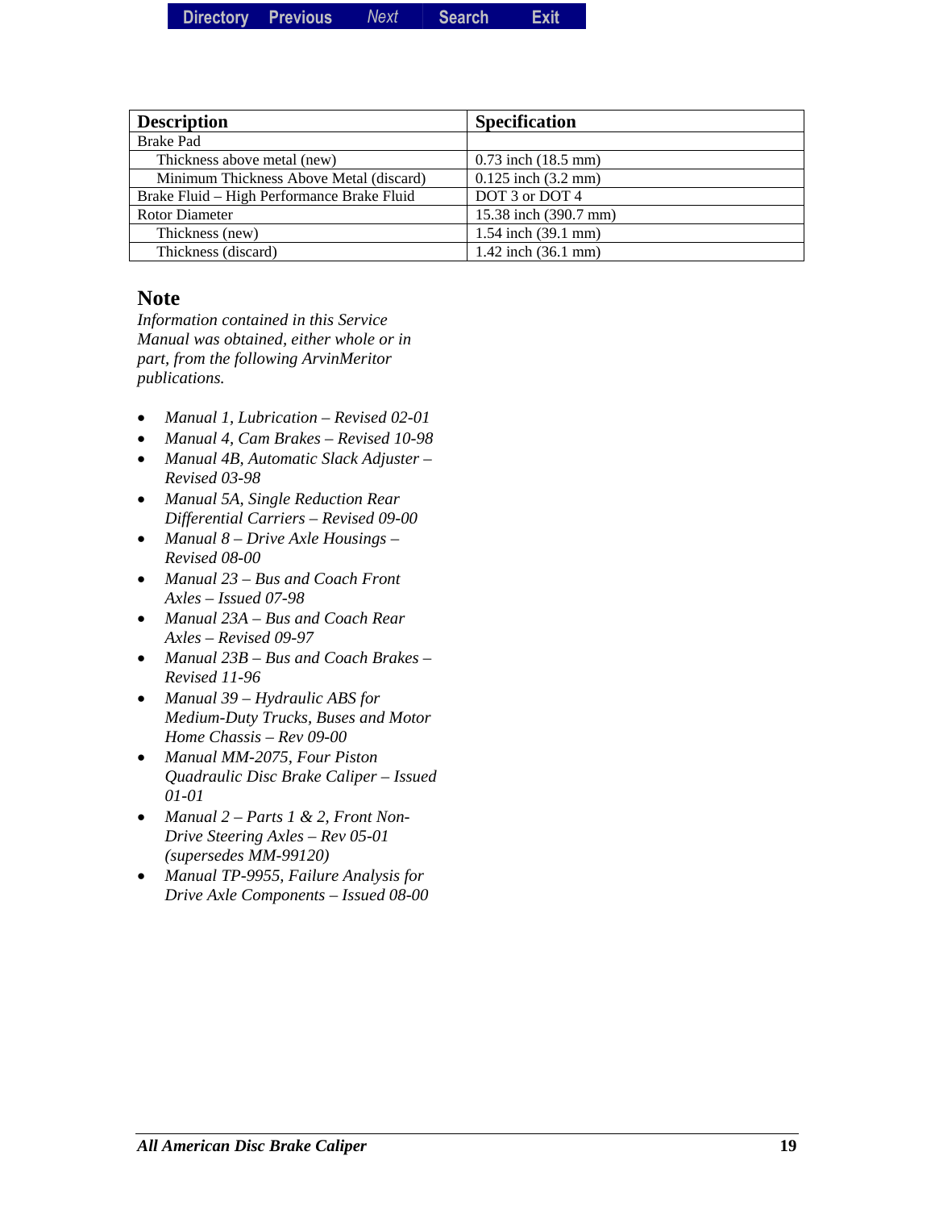| Description | Specification |
| --- | --- |
| Brake Pad | |
| Thickness above metal (new) | 0.73 inch (18.5 mm) |
| Minimum Thickness Above Metal (discard) | 0.125 inch (3.2 mm) |
| Brake Fluid – High Performance Brake Fluid | DOT 3 or DOT 4 |
| Rotor Diameter | 15.38 inch (390.7 mm) |
| Thickness (new) | 1.54 inch (39.1 mm) |
| Thickness (discard) | 1.42 inch (36.1 mm) |

## Note

*Information contained in this Service Manual was obtained, either whole or in part, from the following ArvinMeritor publications.*

- *Manual 1, Lubrication – Revised 02-01*
- *Manual 4, Cam Brakes – Revised 10-98*
- *Manual 4B, Automatic Slack Adjuster – Revised 03-98*
- *Manual 5A, Single Reduction Rear Differential Carriers – Revised 09-00*
- *Manual 8 – Drive Axle Housings – Revised 08-00*
- *Manual 23 – Bus and Coach Front Axles – Issued 07-98*
- *Manual 23A – Bus and Coach Rear Axles – Revised 09-97*
- *Manual 23B – Bus and Coach Brakes – Revised 11-96*
- *Manual 39 – Hydraulic ABS for Medium-Duty Trucks, Buses and Motor Home Chassis – Rev 09-00*
- *Manual MM-2075, Four Piston Quadraulic Disc Brake Caliper – Issued 01-01*
- *Manual 2 – Parts 1 & 2, Front Non-Drive Steering Axles – Rev 05-01 (supersedes MM-99120)*
- *Manual TP-9955, Failure Analysis for Drive Axle Components – Issued 08-00*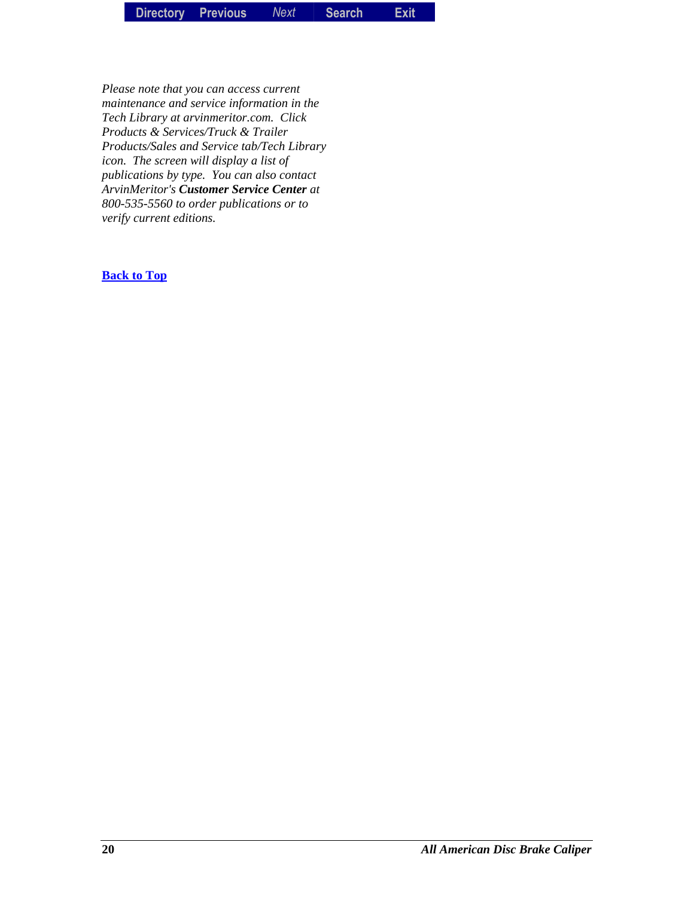*Please note that you can access current maintenance and service information in the Tech Library at arvinmeritor.com. Click Products & Services/Truck & Trailer Products/Sales and Service tab/Tech Library icon. The screen will display a list of publications by type. You can also contact ArvinMeritor's* ***Customer Service Center*** *at 800-535-5560 to order publications or to verify current editions.*

**Back to Top**